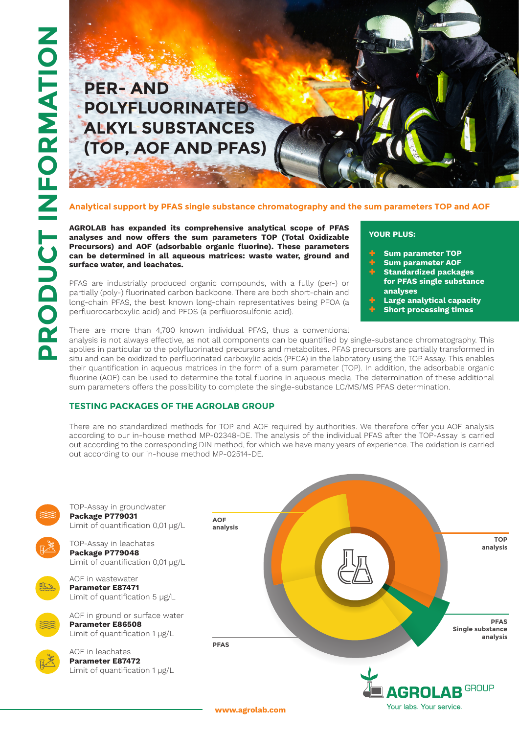PRODUCT INFORMATION

# PER- AND POLYFLUORINATED ALKYL SUBSTANCES (TOP, AOF AND PFAS)

## Analytical support by PFAS single substance chromatography and the sum parameters TOP and AOF

**AGROLAB has expanded its comprehensive analytical scope of PFAS analyses and now offers the sum parameters TOP (Total Oxidizable Precursors) and AOF (adsorbable organic fluorine). These parameters can be determined in all aqueous matrices: waste water, ground and surface water, and leachates.**

PFAS are industrially produced organic compounds, with a fully (per-) or partially (poly-) fluorinated carbon backbone. There are both short-chain and long-chain PFAS, the best known long-chain representatives being PFOA (a perfluorocarboxylic acid) and PFOS (a perfluorosulfonic acid).

There are more than 4,700 known individual PFAS, thus a conventional analysis is not always effective, as not all components can be quantified by single-substance chromatography. This applies in particular to the polyfluorinated precursors and metabolites. PFAS precursors are partially transformed in situ and can be oxidized to perfluorinated carboxylic acids (PFCA) in the laboratory using the TOP Assay. This enables their quantification in aqueous matrices in the form of a sum parameter (TOP). In addition, the adsorbable organic fluorine (AOF) can be used to determine the total fluorine in aqueous media. The determination of these additional sum parameters offers the possibility to complete the single-substance LC/MS/MS PFAS determination.

**YOUR PLUS:**

- **Sum parameter TOP**
- **Sum parameter AOF**
- **Standardized packages for PFAS single substance analyses**
- **Large analytical capacity**
- **Short processing times**

## TESTING PACKAGES OF THE AGROLAB GROUP

There are no standardized methods for TOP and AOF required by authorities. We therefore offer you AOF analysis according to our in-house method MP-02348-DE. The analysis of the individual PFAS after the TOP-Assay is carried out according to the corresponding DIN method, for which we have many years of experience. The oxidation is carried out according to our in-house method MP-02514-DE.

TOP-Assay in groundwater
**Package P779031**
Limit of quantification 0,01 µg/L

TOP-Assay in leachates
**Package P779048**
Limit of quantification 0,01 µg/L

AOF in wastewater
**Parameter E87471**
Limit of quantification 5 µg/L

AOF in ground or surface water
**Parameter E86508**
Limit of quantification 1 µg/L

AOF in leachates
**Parameter E87472**
Limit of quantification 1 µg/L

AOF analysis

TOP analysis

PFAS Single substance analysis

PFAS

AGROLAB GROUP
Your labs. Your service.

www.agrolab.com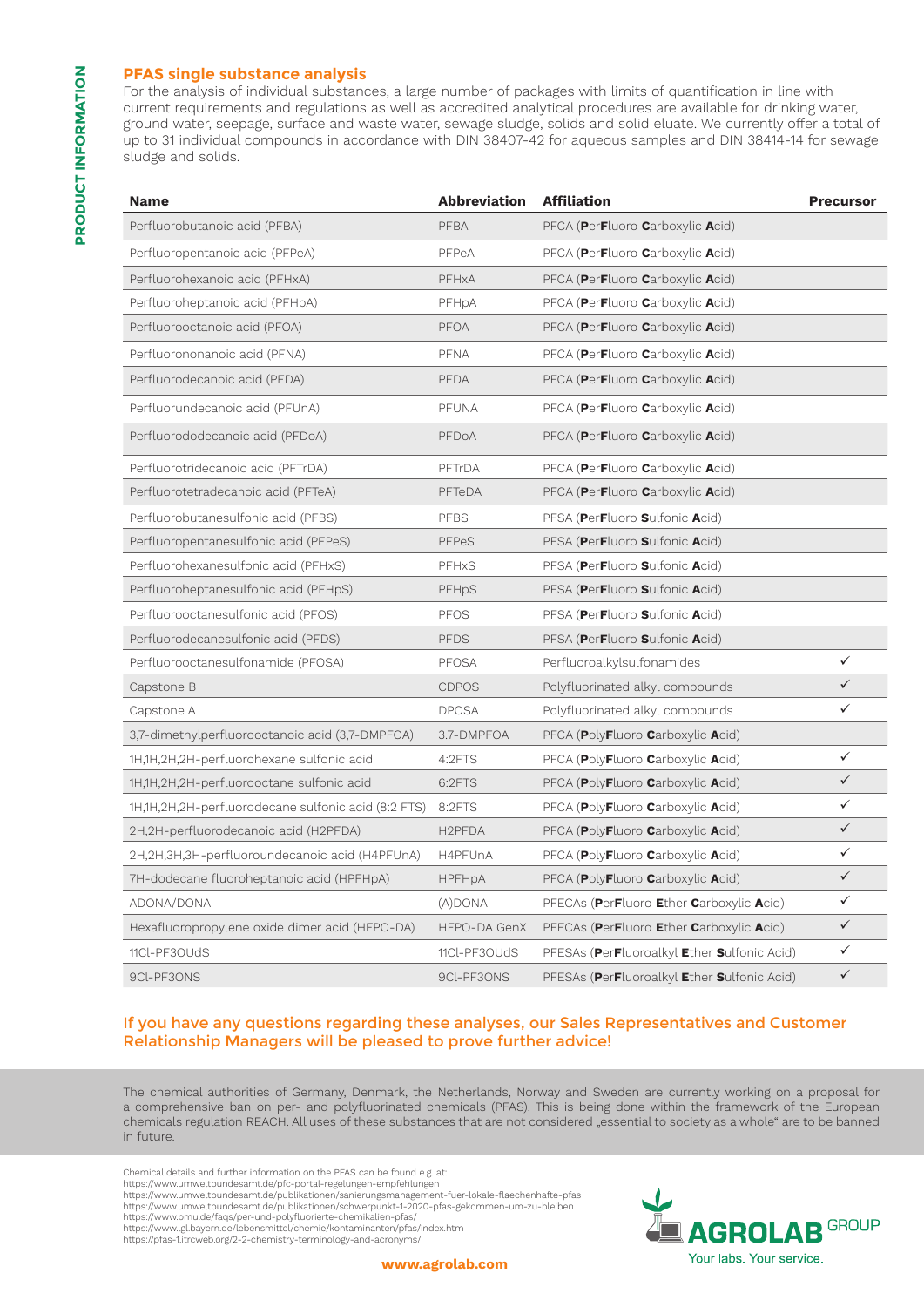## PFAS single substance analysis

For the analysis of individual substances, a large number of packages with limits of quantification in line with current requirements and regulations as well as accredited analytical procedures are available for drinking water, ground water, seepage, surface and waste water, sewage sludge, solids and solid eluate. We currently offer a total of up to 31 individual compounds in accordance with DIN 38407-42 for aqueous samples and DIN 38414-14 for sewage sludge and solids.

| Name | Abbreviation | Affiliation | Precursor |
|---|---|---|---|
| Perfluorobutanoic acid (PFBA) | PFBA | PFCA (**P**er**F**luoro **C**arboxylic **A**cid) | |
| Perfluoropentanoic acid (PFPeA) | PFPeA | PFCA (**P**er**F**luoro **C**arboxylic **A**cid) | |
| Perfluorohexanoic acid (PFHxA) | PFHxA | PFCA (**P**er**F**luoro **C**arboxylic **A**cid) | |
| Perfluoroheptanoic acid (PFHpA) | PFHpA | PFCA (**P**er**F**luoro **C**arboxylic **A**cid) | |
| Perfluorooctanoic acid (PFOA) | PFOA | PFCA (**P**er**F**luoro **C**arboxylic **A**cid) | |
| Perfluorononanoic acid (PFNA) | PFNA | PFCA (**P**er**F**luoro **C**arboxylic **A**cid) | |
| Perfluorodecanoic acid (PFDA) | PFDA | PFCA (**P**er**F**luoro **C**arboxylic **A**cid) | |
| Perfluorundecanoic acid (PFUnA) | PFUNA | PFCA (**P**er**F**luoro **C**arboxylic **A**cid) | |
| Perfluorododecanoic acid (PFDoA) | PFDoA | PFCA (**P**er**F**luoro **C**arboxylic **A**cid) | |
| Perfluorotridecanoic acid (PFTrDA) | PFTrDA | PFCA (**P**er**F**luoro **C**arboxylic **A**cid) | |
| Perfluorotetradecanoic acid (PFTeA) | PFTeDA | PFCA (**P**er**F**luoro **C**arboxylic **A**cid) | |
| Perfluorobutanesulfonic acid (PFBS) | PFBS | PFSA (**P**er**F**luoro **S**ulfonic **A**cid) | |
| Perfluoropentanesulfonic acid (PFPeS) | PFPeS | PFSA (**P**er**F**luoro **S**ulfonic **A**cid) | |
| Perfluorohexanesulfonic acid (PFHxS) | PFHxS | PFSA (**P**er**F**luoro **S**ulfonic **A**cid) | |
| Perfluoroheptanesulfonic acid (PFHpS) | PFHpS | PFSA (**P**er**F**luoro **S**ulfonic **A**cid) | |
| Perfluorooctanesulfonic acid (PFOS) | PFOS | PFSA (**P**er**F**luoro **S**ulfonic **A**cid) | |
| Perfluorodecanesulfonic acid (PFDS) | PFDS | PFSA (**P**er**F**luoro **S**ulfonic **A**cid) | |
| Perfluorooctanesulfonamide (PFOSA) | PFOSA | Perfluoroalkylsulfonamides | ✓ |
| Capstone B | CDPOS | Polyfluorinated alkyl compounds | ✓ |
| Capstone A | DPOSA | Polyfluorinated alkyl compounds | ✓ |
| 3,7-dimethylperfluorooctanoic acid (3,7-DMPFOA) | 3.7-DMPFOA | PFCA (**P**oly**F**luoro **C**arboxylic **A**cid) | |
| 1H,1H,2H,2H-perfluorohexane sulfonic acid | 4:2FTS | PFCA (**P**oly**F**luoro **C**arboxylic **A**cid) | ✓ |
| 1H,1H,2H,2H-perfluorooctane sulfonic acid | 6:2FTS | PFCA (**P**oly**F**luoro **C**arboxylic **A**cid) | ✓ |
| 1H,1H,2H,2H-perfluorodecane sulfonic acid (8:2 FTS) | 8:2FTS | PFCA (**P**oly**F**luoro **C**arboxylic **A**cid) | ✓ |
| 2H,2H-perfluorodecanoic acid (H2PFDA) | H2PFDA | PFCA (**P**oly**F**luoro **C**arboxylic **A**cid) | ✓ |
| 2H,2H,3H,3H-perfluoroundecanoic acid (H4PFUnA) | H4PFUnA | PFCA (**P**oly**F**luoro **C**arboxylic **A**cid) | ✓ |
| 7H-dodecane fluoroheptanoic acid (HPFHpA) | HPFHpA | PFCA (**P**oly**F**luoro **C**arboxylic **A**cid) | ✓ |
| ADONA/DONA | (A)DONA | PFECAs (**P**er**F**luoro **E**ther **C**arboxylic **A**cid) | ✓ |
| Hexafluoropropylene oxide dimer acid (HFPO-DA) | HFPO-DA GenX | PFECAs (**P**er**F**luoro **E**ther **C**arboxylic **A**cid) | ✓ |
| 11Cl-PF3OUdS | 11Cl-PF3OUdS | PFESAs (**P**er**F**luoroalkyl **E**ther **S**ulfonic Acid) | ✓ |
| 9Cl-PF3ONS | 9Cl-PF3ONS | PFESAs (**P**er**F**luoroalkyl **E**ther **S**ulfonic Acid) | ✓ |

**If you have any questions regarding these analyses, our Sales Representatives and Customer Relationship Managers will be pleased to prove further advice!**

The chemical authorities of Germany, Denmark, the Netherlands, Norway and Sweden are currently working on a proposal for a comprehensive ban on per- and polyfluorinated chemicals (PFAS). This is being done within the framework of the European chemicals regulation REACH. All uses of these substances that are not considered „essential to society as a whole" are to be banned in future.

Chemical details and further information on the PFAS can be found e.g. at:
https://www.umweltbundesamt.de/pfc-portal-regelungen-empfehlungen
https://www.umweltbundesamt.de/publikationen/sanierungsmanagement-fuer-lokale-flaechenhafte-pfas
https://www.umweltbundesamt.de/publikationen/schwerpunkt-1-2020-pfas-gekommen-um-zu-bleiben
https://www.bmu.de/faqs/per-und-polyfluorierte-chemikalien-pfas/
https://www.lgl.bayern.de/lebensmittel/chemie/kontaminanten/pfas/index.htm
https://pfas-1.itrcweb.org/2-2-chemistry-terminology-and-acronyms/

www.agrolab.com

AGROLAB GROUP
Your labs. Your service.